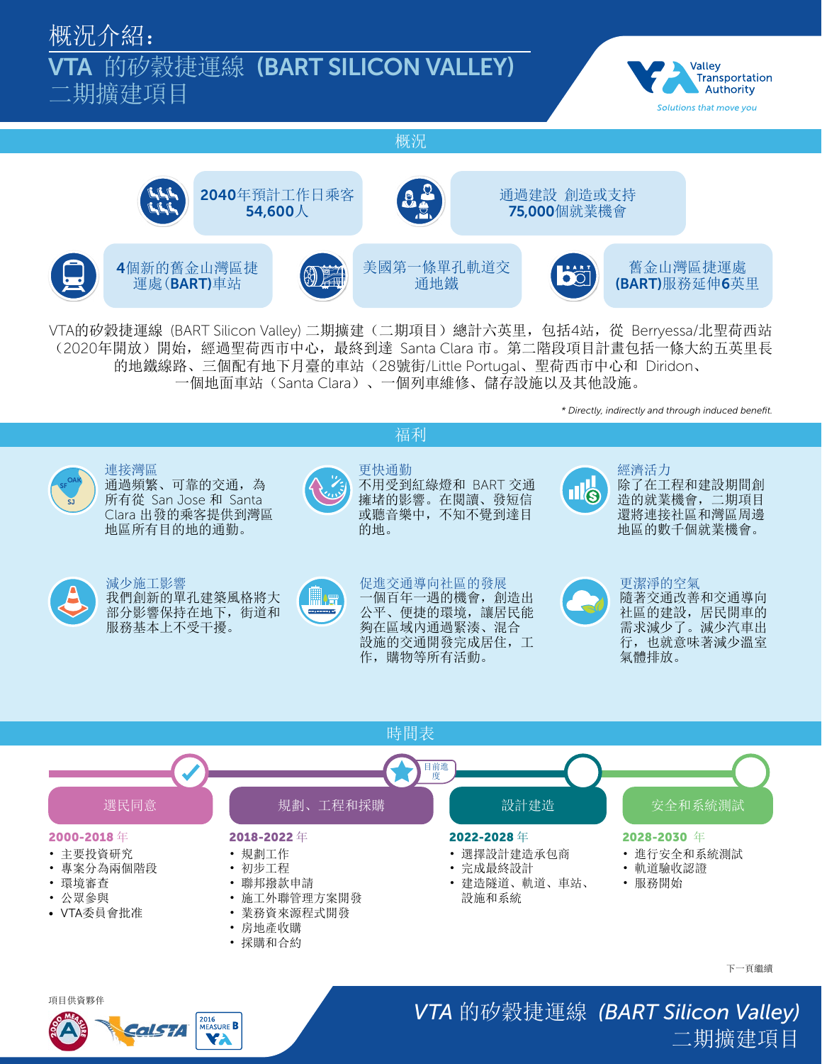# 概況介紹：
# VTA 的矽穀捷運線（BART SILICON VALLEY）二期擴建項目

Valley Transportation Authority
*Solutions that move you*

## 概況

- **2040年預計工作日乘客 54,600人**
- 通過建設 創造或支持 **75,000**個就業機會
- **4**個新的舊金山灣區捷運處（**BART**)車站
- 美國第一條單孔軌道交通地鐵
- 舊金山灣區捷運處 **(BART)**服務延伸**6**英里

VTA的矽穀捷運線（BART Silicon Valley) 二期擴建（二期項目）總計六英里，包括4站，從 Berryessa/北聖荷西站（2020年開放）開始，經過聖荷西市中心，最終到達 Santa Clara 市。第二階段項目計畫包括一條大約五英里長的地鐵線路、三個配有地下月臺的車站（28號街/Little Portugal、聖荷西市中心和 Diridon、一個地面車站（Santa Clara）、一個列車維修、儲存設施以及其他設施。

*\* Directly, indirectly and through induced benefit.*

## 福利

**連接灣區**
通過頻繁、可靠的交通，為所有從 San Jose 和 Santa Clara 出發的乘客提供到灣區地區所有目的地的通勤。

**更快通勤**
不用受到紅綠燈和 BART 交通擁堵的影響。在閱讀、發短信或聽音樂中，不知不覺到達目的地。

**經濟活力**
除了在工程和建設期間創造的就業機會，二期項目還將連接社區和灣區周邊地區的數千個就業機會。

**減少施工影響**
我們創新的單孔建築風格將大部分影響保持在地下，街道和服務基本上不受干擾。

**促進交通導向社區的發展**
一個百年一遇的機會，創造出公平、便捷的環境，讓居民能夠在區域內通過緊湊、混合設施的交通開發完成居住，工作，購物等所有活動。

**更潔淨的空氣**
隨著交通改善和交通導向社區的建設，居民開車的需求減少了。減少汽車出行，也就意味著減少溫室氣體排放。

## 時間表

目前進度：規劃、工程和採購

### 選民同意
**2000-2018 年**
- 主要投資研究
- 專案分為兩個階段
- 環境審查
- 公眾參與
- VTA委員會批准

### 規劃、工程和採購
**2018-2022 年**
- 規劃工作
- 初步工程
- 聯邦撥款申請
- 施工外聯管理方案開發
- 業務資來源程式開發
- 房地產收購
- 採購和合約

### 設計建造
**2022-2028 年**
- 選擇設計建造承包商
- 完成最終設計
- 建造隧道、軌道、車站、設施和系統

### 安全和系統測試
**2028-2030 年**
- 進行安全和系統測試
- 軌道驗收認證
- 服務開始

下一頁繼續

項目供資夥伴

2000 Measure A · CalSTA · 2016 Measure B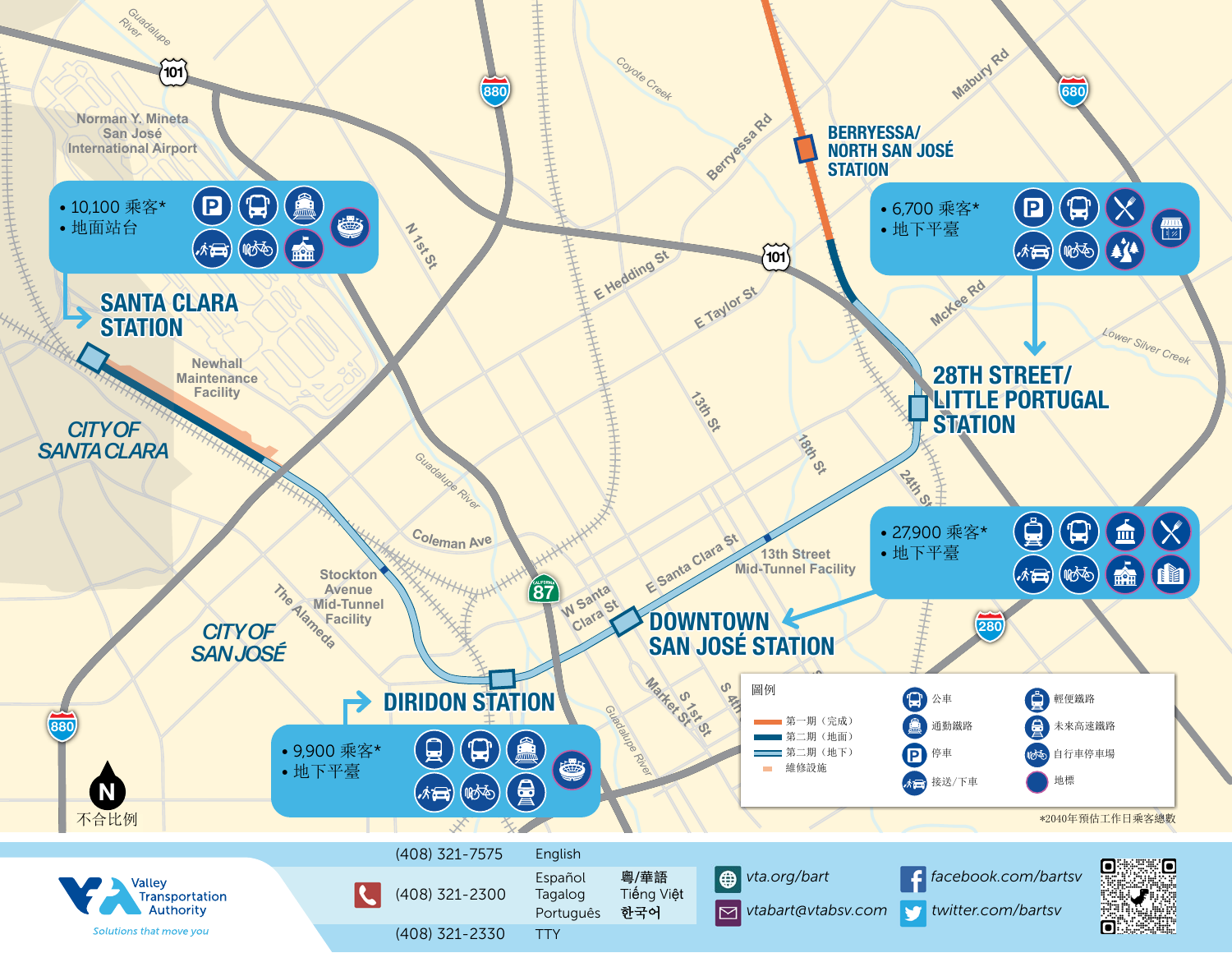## SANTA CLARA STATION

- 10,100 乘客*
- 地面站台

## BERRYESSA/ NORTH SAN JOSÉ STATION

## 28TH STREET/ LITTLE PORTUGAL STATION

- 6,700 乘客*
- 地下平臺

## DOWNTOWN SAN JOSÉ STATION

- 27,900 乘客*
- 地下平臺

## DIRIDON STATION

- 9,900 乘客*
- 地下平臺

Norman Y. Mineta San José International Airport

Newhall Maintenance Facility

CITY OF SANTA CLARA

CITY OF SAN JOSÉ

Stockton Avenue Mid-Tunnel Facility

13th Street Mid-Tunnel Facility

不合比例

### 圖例

- 第一期（完成）
- 第二期（地面）
- 第二期（地下）
- 維修設施
- 公車
- 通勤鐵路
- 停車
- 接送/下車
- 輕便鐵路
- 未來高速鐵路
- 自行車停車場
- 地標

*2040年預估工作日乘客總數

Valley Transportation Authority

*Solutions that move you*

| | |
|---|---|
| (408) 321-7575 | English |
| (408) 321-2300 | Español 粵/華語 Tagalog Tiếng Việt Português 한국어 |
| (408) 321-2330 | TTY |

vta.org/bart

vtabart@vtabsv.com

facebook.com/bartsv

twitter.com/bartsv